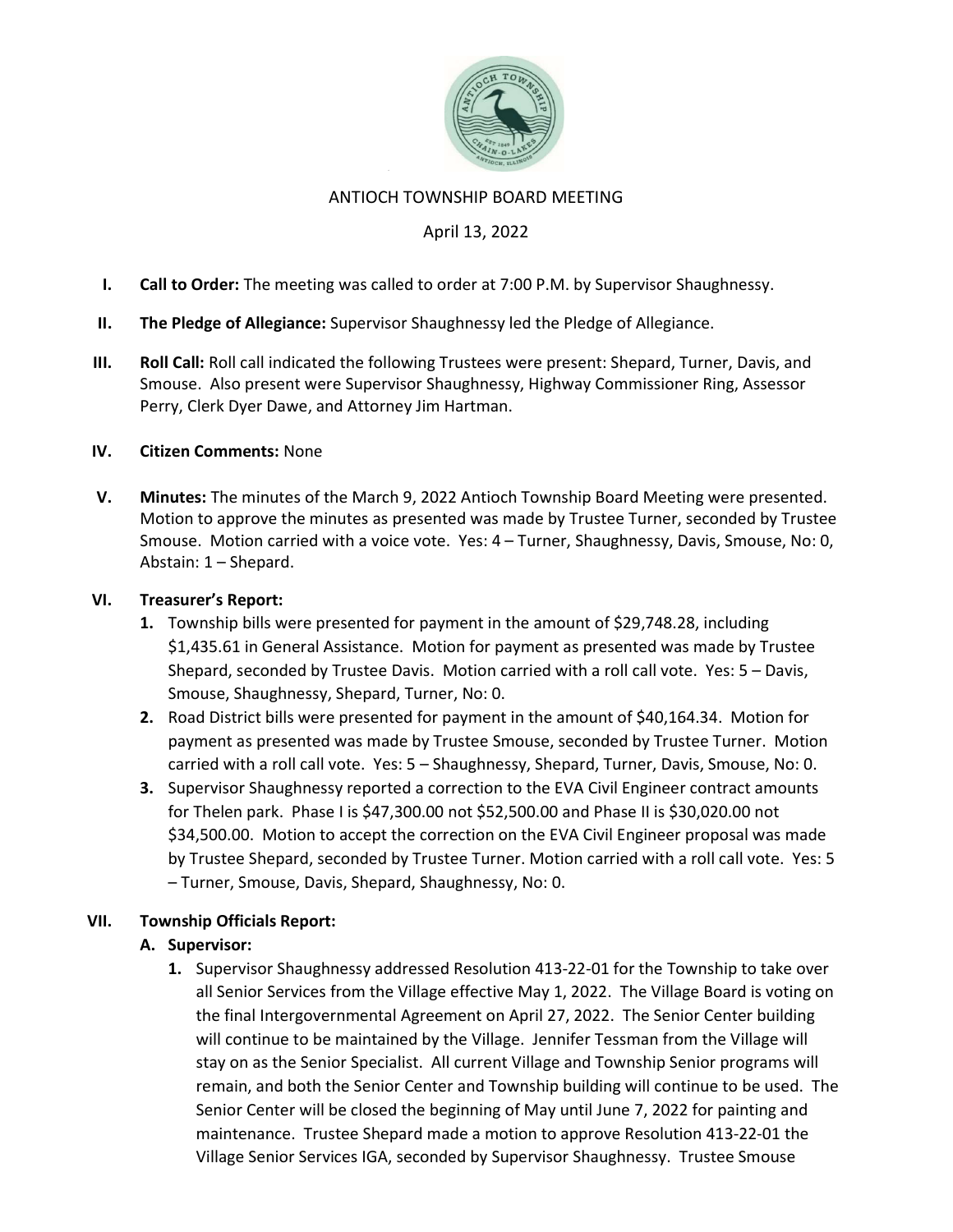ANTIOCH TOWNSHIP BOARD MEETING

April 13, 2022

**I. Call to Order:** The meeting was called to order at 7:00 P.M. by Supervisor Shaughnessy.

**II. The Pledge of Allegiance:** Supervisor Shaughnessy led the Pledge of Allegiance.

**III. Roll Call:** Roll call indicated the following Trustees were present: Shepard, Turner, Davis, and Smouse. Also present were Supervisor Shaughnessy, Highway Commissioner Ring, Assessor Perry, Clerk Dyer Dawe, and Attorney Jim Hartman.

**IV. Citizen Comments:** None

**V. Minutes:** The minutes of the March 9, 2022 Antioch Township Board Meeting were presented. Motion to approve the minutes as presented was made by Trustee Turner, seconded by Trustee Smouse. Motion carried with a voice vote. Yes: 4 – Turner, Shaughnessy, Davis, Smouse, No: 0, Abstain: 1 – Shepard.

**VI. Treasurer's Report:**

1. Township bills were presented for payment in the amount of $29,748.28, including $1,435.61 in General Assistance. Motion for payment as presented was made by Trustee Shepard, seconded by Trustee Davis. Motion carried with a roll call vote. Yes: 5 – Davis, Smouse, Shaughnessy, Shepard, Turner, No: 0.
2. Road District bills were presented for payment in the amount of $40,164.34. Motion for payment as presented was made by Trustee Smouse, seconded by Trustee Turner. Motion carried with a roll call vote. Yes: 5 – Shaughnessy, Shepard, Turner, Davis, Smouse, No: 0.
3. Supervisor Shaughnessy reported a correction to the EVA Civil Engineer contract amounts for Thelen park. Phase I is $47,300.00 not $52,500.00 and Phase II is $30,020.00 not $34,500.00. Motion to accept the correction on the EVA Civil Engineer proposal was made by Trustee Shepard, seconded by Trustee Turner. Motion carried with a roll call vote. Yes: 5 – Turner, Smouse, Davis, Shepard, Shaughnessy, No: 0.

**VII. Township Officials Report:**

**A. Supervisor:**

1. Supervisor Shaughnessy addressed Resolution 413-22-01 for the Township to take over all Senior Services from the Village effective May 1, 2022. The Village Board is voting on the final Intergovernmental Agreement on April 27, 2022. The Senior Center building will continue to be maintained by the Village. Jennifer Tessman from the Village will stay on as the Senior Specialist. All current Village and Township Senior programs will remain, and both the Senior Center and Township building will continue to be used. The Senior Center will be closed the beginning of May until June 7, 2022 for painting and maintenance. Trustee Shepard made a motion to approve Resolution 413-22-01 the Village Senior Services IGA, seconded by Supervisor Shaughnessy. Trustee Smouse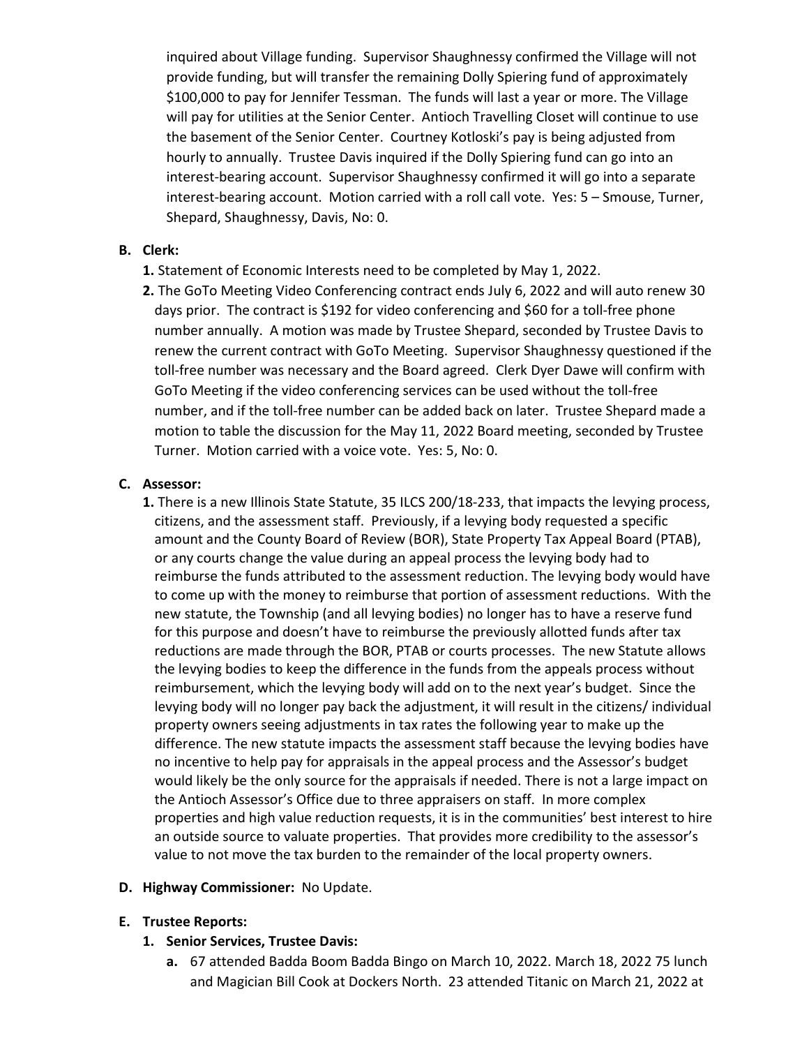inquired about Village funding. Supervisor Shaughnessy confirmed the Village will not provide funding, but will transfer the remaining Dolly Spiering fund of approximately $100,000 to pay for Jennifer Tessman. The funds will last a year or more. The Village will pay for utilities at the Senior Center. Antioch Travelling Closet will continue to use the basement of the Senior Center. Courtney Kotloski's pay is being adjusted from hourly to annually. Trustee Davis inquired if the Dolly Spiering fund can go into an interest-bearing account. Supervisor Shaughnessy confirmed it will go into a separate interest-bearing account. Motion carried with a roll call vote. Yes: 5 – Smouse, Turner, Shepard, Shaughnessy, Davis, No: 0.

**B. Clerk:**

**1.** Statement of Economic Interests need to be completed by May 1, 2022.

**2.** The GoTo Meeting Video Conferencing contract ends July 6, 2022 and will auto renew 30 days prior. The contract is $192 for video conferencing and $60 for a toll-free phone number annually. A motion was made by Trustee Shepard, seconded by Trustee Davis to renew the current contract with GoTo Meeting. Supervisor Shaughnessy questioned if the toll-free number was necessary and the Board agreed. Clerk Dyer Dawe will confirm with GoTo Meeting if the video conferencing services can be used without the toll-free number, and if the toll-free number can be added back on later. Trustee Shepard made a motion to table the discussion for the May 11, 2022 Board meeting, seconded by Trustee Turner. Motion carried with a voice vote. Yes: 5, No: 0.

**C. Assessor:**

**1.** There is a new Illinois State Statute, 35 ILCS 200/18-233, that impacts the levying process, citizens, and the assessment staff. Previously, if a levying body requested a specific amount and the County Board of Review (BOR), State Property Tax Appeal Board (PTAB), or any courts change the value during an appeal process the levying body had to reimburse the funds attributed to the assessment reduction. The levying body would have to come up with the money to reimburse that portion of assessment reductions. With the new statute, the Township (and all levying bodies) no longer has to have a reserve fund for this purpose and doesn't have to reimburse the previously allotted funds after tax reductions are made through the BOR, PTAB or courts processes. The new Statute allows the levying bodies to keep the difference in the funds from the appeals process without reimbursement, which the levying body will add on to the next year's budget. Since the levying body will no longer pay back the adjustment, it will result in the citizens/ individual property owners seeing adjustments in tax rates the following year to make up the difference. The new statute impacts the assessment staff because the levying bodies have no incentive to help pay for appraisals in the appeal process and the Assessor's budget would likely be the only source for the appraisals if needed. There is not a large impact on the Antioch Assessor's Office due to three appraisers on staff. In more complex properties and high value reduction requests, it is in the communities' best interest to hire an outside source to valuate properties. That provides more credibility to the assessor's value to not move the tax burden to the remainder of the local property owners.

**D. Highway Commissioner:** No Update.

**E. Trustee Reports:**

**1. Senior Services, Trustee Davis:**

**a.** 67 attended Badda Boom Badda Bingo on March 10, 2022. March 18, 2022 75 lunch and Magician Bill Cook at Dockers North. 23 attended Titanic on March 21, 2022 at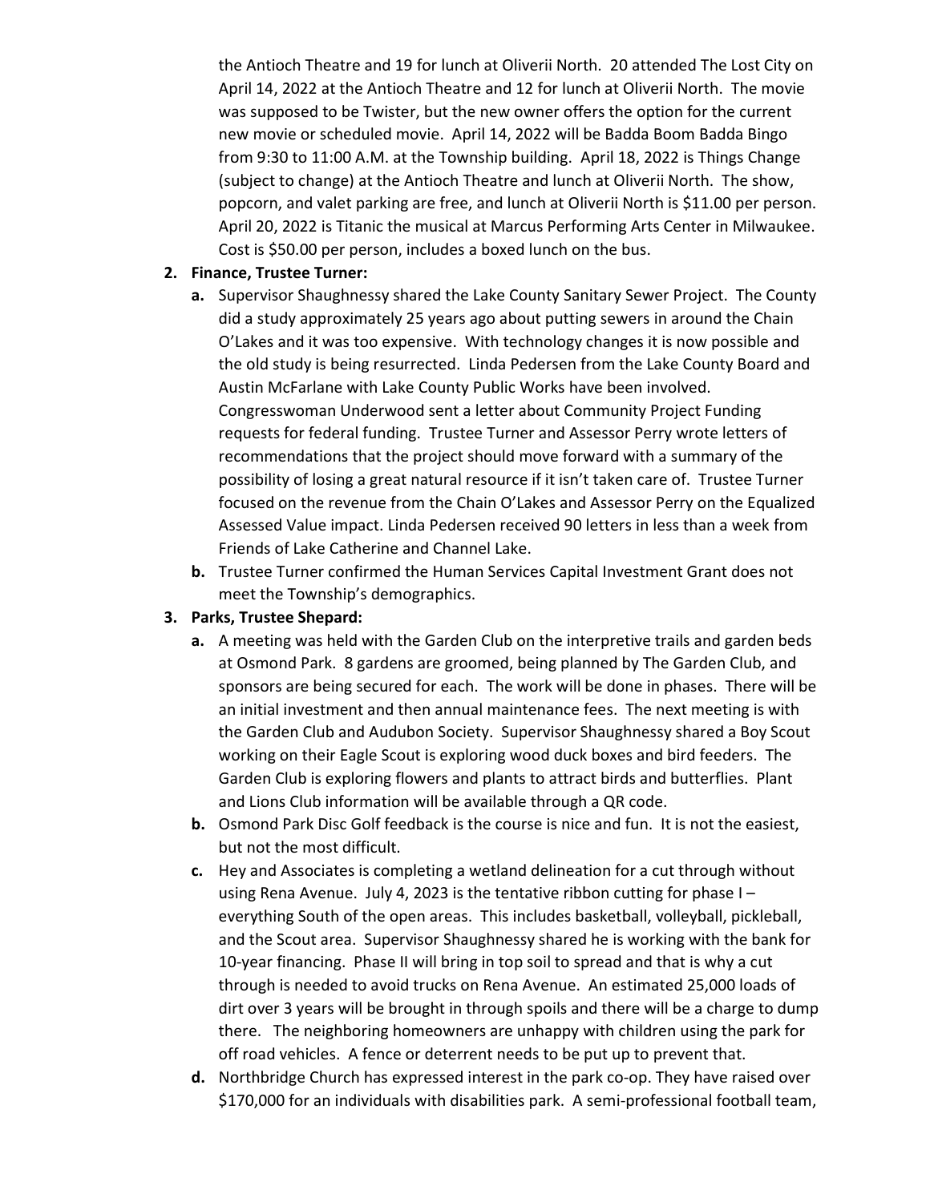the Antioch Theatre and 19 for lunch at Oliverii North. 20 attended The Lost City on April 14, 2022 at the Antioch Theatre and 12 for lunch at Oliverii North. The movie was supposed to be Twister, but the new owner offers the option for the current new movie or scheduled movie. April 14, 2022 will be Badda Boom Badda Bingo from 9:30 to 11:00 A.M. at the Township building. April 18, 2022 is Things Change (subject to change) at the Antioch Theatre and lunch at Oliverii North. The show, popcorn, and valet parking are free, and lunch at Oliverii North is $11.00 per person. April 20, 2022 is Titanic the musical at Marcus Performing Arts Center in Milwaukee. Cost is $50.00 per person, includes a boxed lunch on the bus.

2. **Finance, Trustee Turner:**
   a. Supervisor Shaughnessy shared the Lake County Sanitary Sewer Project. The County did a study approximately 25 years ago about putting sewers in around the Chain O'Lakes and it was too expensive. With technology changes it is now possible and the old study is being resurrected. Linda Pedersen from the Lake County Board and Austin McFarlane with Lake County Public Works have been involved. Congresswoman Underwood sent a letter about Community Project Funding requests for federal funding. Trustee Turner and Assessor Perry wrote letters of recommendations that the project should move forward with a summary of the possibility of losing a great natural resource if it isn't taken care of. Trustee Turner focused on the revenue from the Chain O'Lakes and Assessor Perry on the Equalized Assessed Value impact. Linda Pedersen received 90 letters in less than a week from Friends of Lake Catherine and Channel Lake.
   b. Trustee Turner confirmed the Human Services Capital Investment Grant does not meet the Township's demographics.
3. **Parks, Trustee Shepard:**
   a. A meeting was held with the Garden Club on the interpretive trails and garden beds at Osmond Park. 8 gardens are groomed, being planned by The Garden Club, and sponsors are being secured for each. The work will be done in phases. There will be an initial investment and then annual maintenance fees. The next meeting is with the Garden Club and Audubon Society. Supervisor Shaughnessy shared a Boy Scout working on their Eagle Scout is exploring wood duck boxes and bird feeders. The Garden Club is exploring flowers and plants to attract birds and butterflies. Plant and Lions Club information will be available through a QR code.
   b. Osmond Park Disc Golf feedback is the course is nice and fun. It is not the easiest, but not the most difficult.
   c. Hey and Associates is completing a wetland delineation for a cut through without using Rena Avenue. July 4, 2023 is the tentative ribbon cutting for phase I – everything South of the open areas. This includes basketball, volleyball, pickleball, and the Scout area. Supervisor Shaughnessy shared he is working with the bank for 10-year financing. Phase II will bring in top soil to spread and that is why a cut through is needed to avoid trucks on Rena Avenue. An estimated 25,000 loads of dirt over 3 years will be brought in through spoils and there will be a charge to dump there. The neighboring homeowners are unhappy with children using the park for off road vehicles. A fence or deterrent needs to be put up to prevent that.
   d. Northbridge Church has expressed interest in the park co-op. They have raised over $170,000 for an individuals with disabilities park. A semi-professional football team,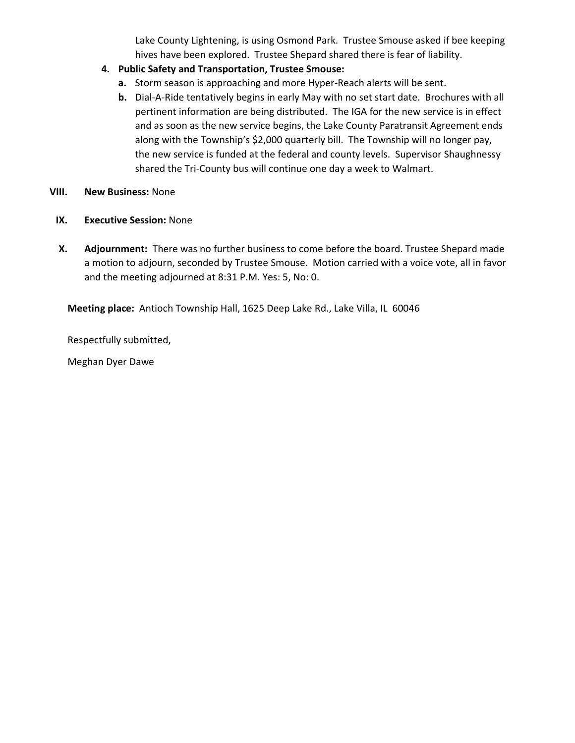Lake County Lightening, is using Osmond Park. Trustee Smouse asked if bee keeping hives have been explored. Trustee Shepard shared there is fear of liability.

4. **Public Safety and Transportation, Trustee Smouse:**
   a. Storm season is approaching and more Hyper-Reach alerts will be sent.
   b. Dial-A-Ride tentatively begins in early May with no set start date. Brochures with all pertinent information are being distributed. The IGA for the new service is in effect and as soon as the new service begins, the Lake County Paratransit Agreement ends along with the Township's $2,000 quarterly bill. The Township will no longer pay, the new service is funded at the federal and county levels. Supervisor Shaughnessy shared the Tri-County bus will continue one day a week to Walmart.

VIII. **New Business:** None

IX. **Executive Session:** None

X. **Adjournment:** There was no further business to come before the board. Trustee Shepard made a motion to adjourn, seconded by Trustee Smouse. Motion carried with a voice vote, all in favor and the meeting adjourned at 8:31 P.M. Yes: 5, No: 0.

**Meeting place:** Antioch Township Hall, 1625 Deep Lake Rd., Lake Villa, IL 60046

Respectfully submitted,

Meghan Dyer Dawe